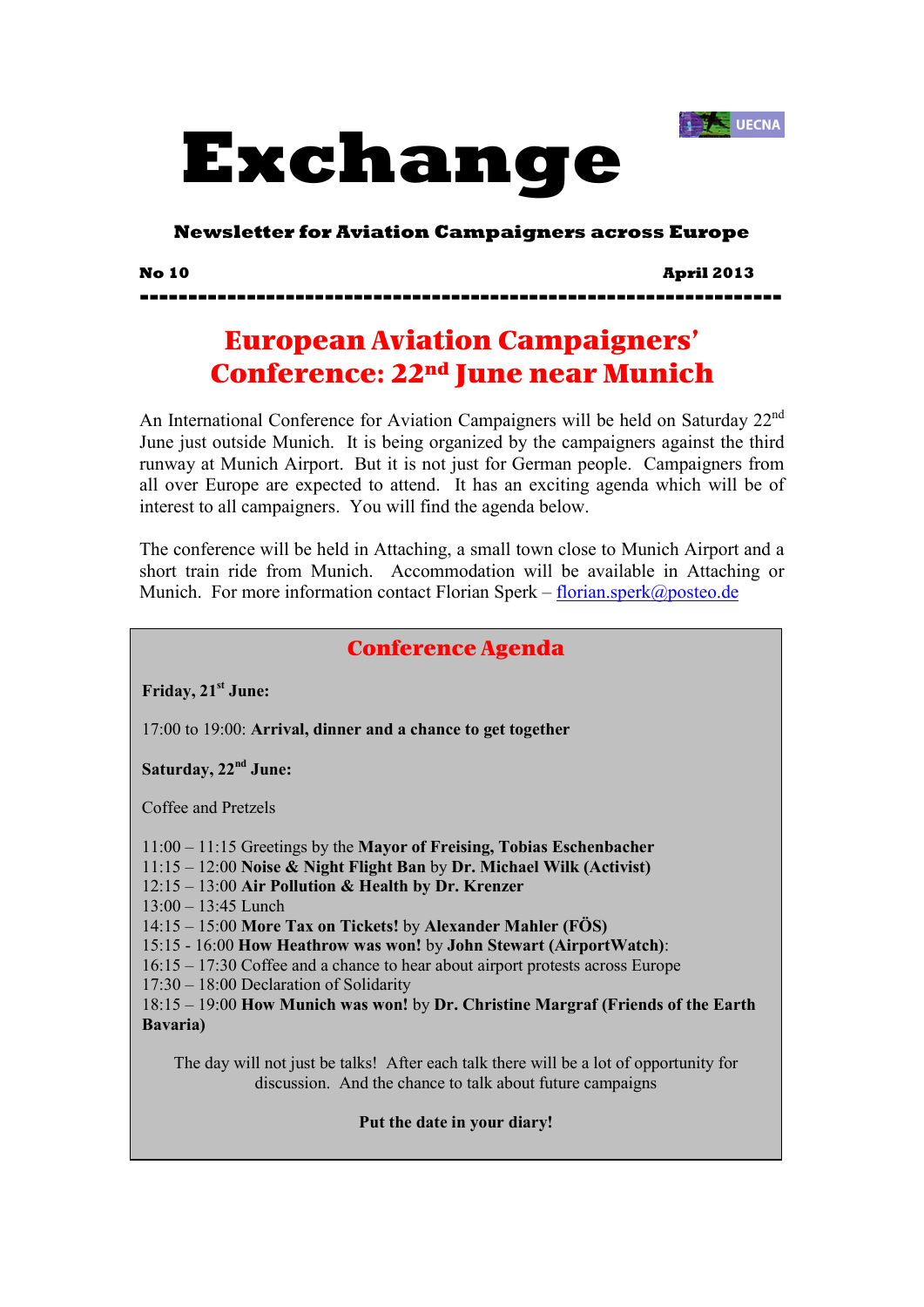UECNA

# Exchange

**Newsletter for Aviation Campaigners across Europe**

**No 10** **April 2013**

---

## European Aviation Campaigners' Conference: 22nd June near Munich

An International Conference for Aviation Campaigners will be held on Saturday 22nd June just outside Munich. It is being organized by the campaigners against the third runway at Munich Airport. But it is not just for German people. Campaigners from all over Europe are expected to attend. It has an exciting agenda which will be of interest to all campaigners. You will find the agenda below.

The conference will be held in Attaching, a small town close to Munich Airport and a short train ride from Munich. Accommodation will be available in Attaching or Munich. For more information contact Florian Sperk – florian.sperk@posteo.de

### Conference Agenda

**Friday, 21st June:**

17:00 to 19:00: **Arrival, dinner and a chance to get together**

**Saturday, 22nd June:**

Coffee and Pretzels

11:00 – 11:15 Greetings by the **Mayor of Freising, Tobias Eschenbacher**
11:15 – 12:00 **Noise & Night Flight Ban** by **Dr. Michael Wilk (Activist)**
12:15 – 13:00 **Air Pollution & Health by Dr. Krenzer**
13:00 – 13:45 Lunch
14:15 – 15:00 **More Tax on Tickets!** by **Alexander Mahler (FÖS)**
15:15 - 16:00 **How Heathrow was won!** by **John Stewart (AirportWatch)**:
16:15 – 17:30 Coffee and a chance to hear about airport protests across Europe
17:30 – 18:00 Declaration of Solidarity
18:15 – 19:00 **How Munich was won!** by **Dr. Christine Margraf (Friends of the Earth Bavaria)**

The day will not just be talks! After each talk there will be a lot of opportunity for discussion. And the chance to talk about future campaigns

**Put the date in your diary!**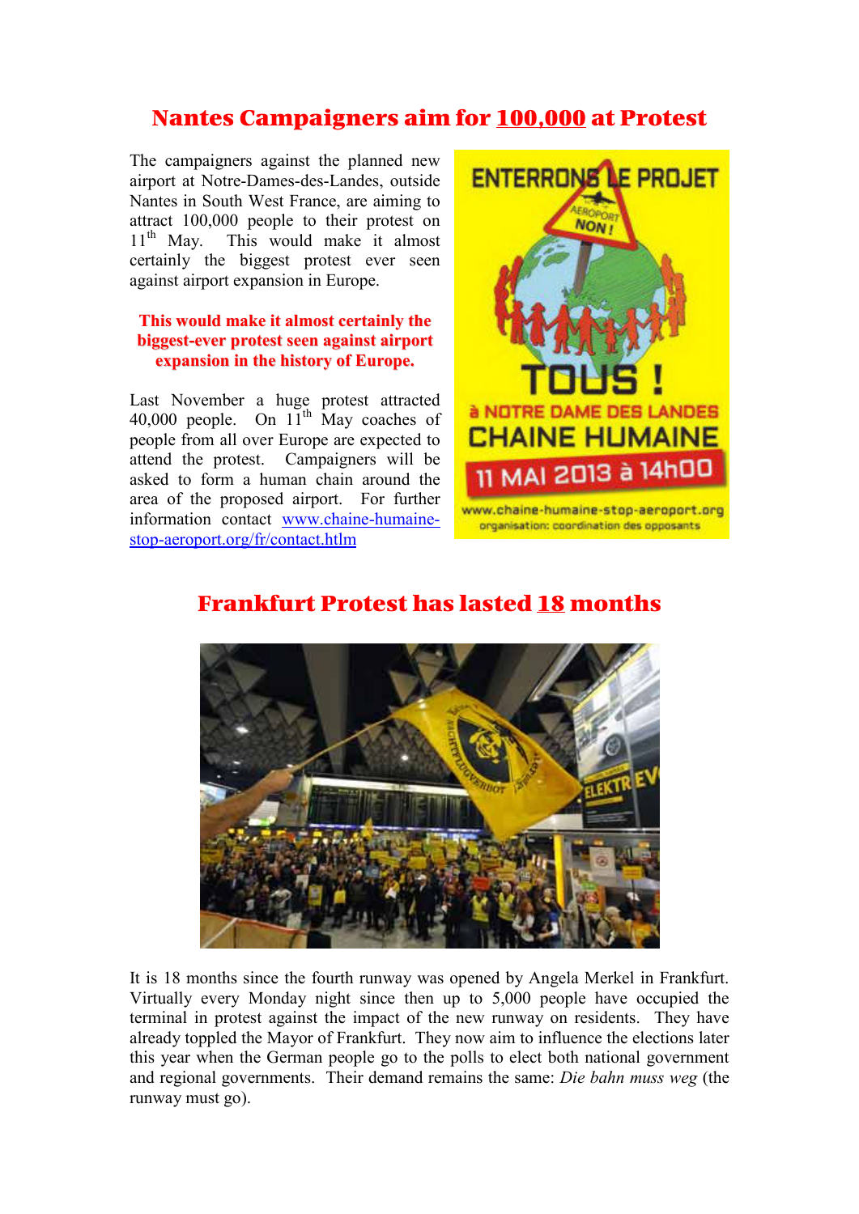## Nantes Campaigners aim for 100,000 at Protest

The campaigners against the planned new airport at Notre-Dames-des-Landes, outside Nantes in South West France, are aiming to attract 100,000 people to their protest on 11th May. This would make it almost certainly the biggest protest ever seen against airport expansion in Europe.

**This would make it almost certainly the biggest-ever protest seen against airport expansion in the history of Europe.**

Last November a huge protest attracted 40,000 people. On 11th May coaches of people from all over Europe are expected to attend the protest. Campaigners will be asked to form a human chain around the area of the proposed airport. For further information contact [www.chaine-humaine-stop-aeroport.org/fr/contact.htlm](www.chaine-humaine-stop-aeroport.org/fr/contact.htlm)

## Frankfurt Protest has lasted 18 months

It is 18 months since the fourth runway was opened by Angela Merkel in Frankfurt. Virtually every Monday night since then up to 5,000 people have occupied the terminal in protest against the impact of the new runway on residents. They have already toppled the Mayor of Frankfurt. They now aim to influence the elections later this year when the German people go to the polls to elect both national government and regional governments. Their demand remains the same: *Die bahn muss weg* (the runway must go).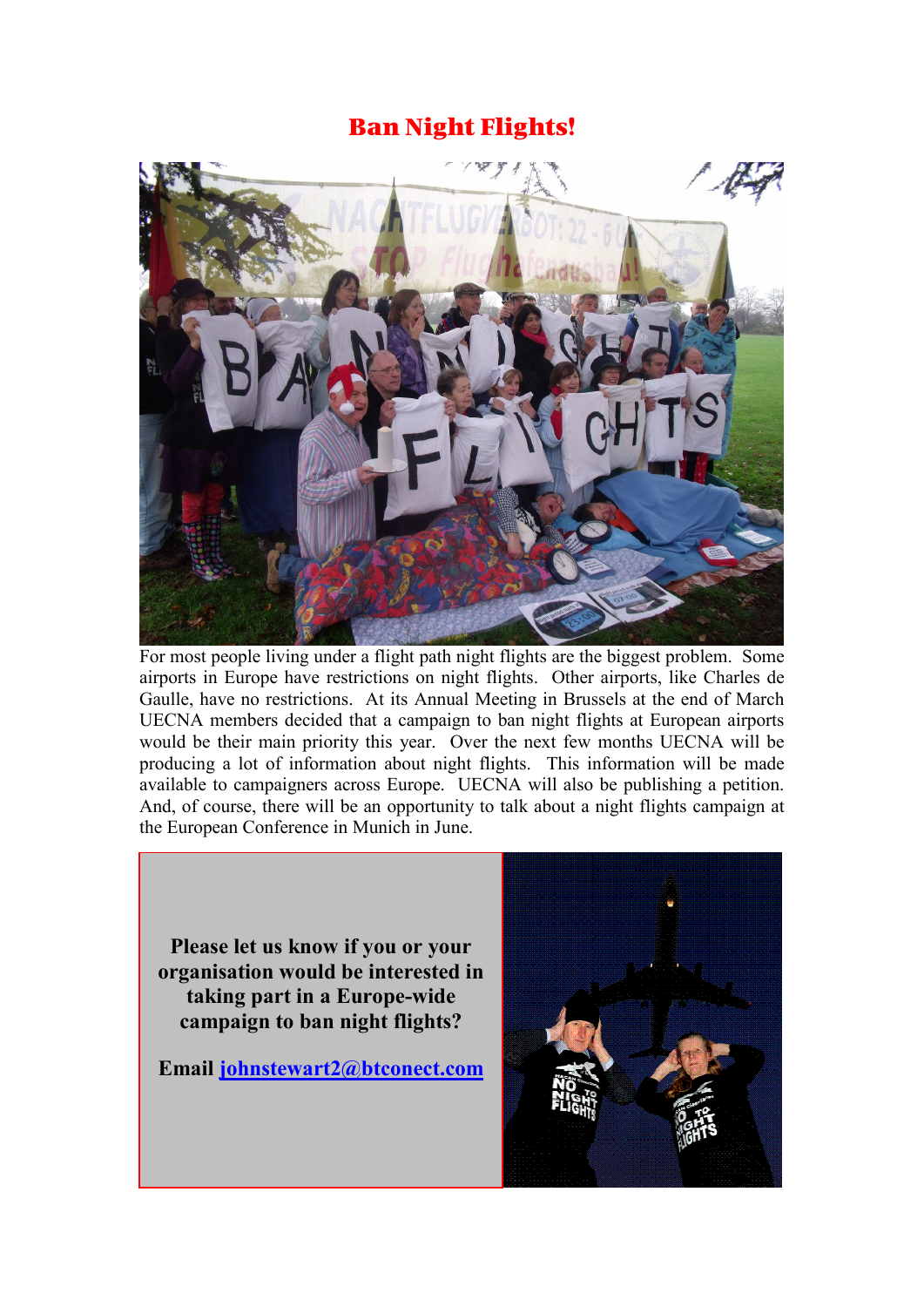# Ban Night Flights!

For most people living under a flight path night flights are the biggest problem. Some airports in Europe have restrictions on night flights. Other airports, like Charles de Gaulle, have no restrictions. At its Annual Meeting in Brussels at the end of March UECNA members decided that a campaign to ban night flights at European airports would be their main priority this year. Over the next few months UECNA will be producing a lot of information about night flights. This information will be made available to campaigners across Europe. UECNA will also be publishing a petition. And, of course, there will be an opportunity to talk about a night flights campaign at the European Conference in Munich in June.

**Please let us know if you or your organisation would be interested in taking part in a Europe-wide campaign to ban night flights?**

**Email [johnstewart2@btconect.com](mailto:johnstewart2@btconect.com)**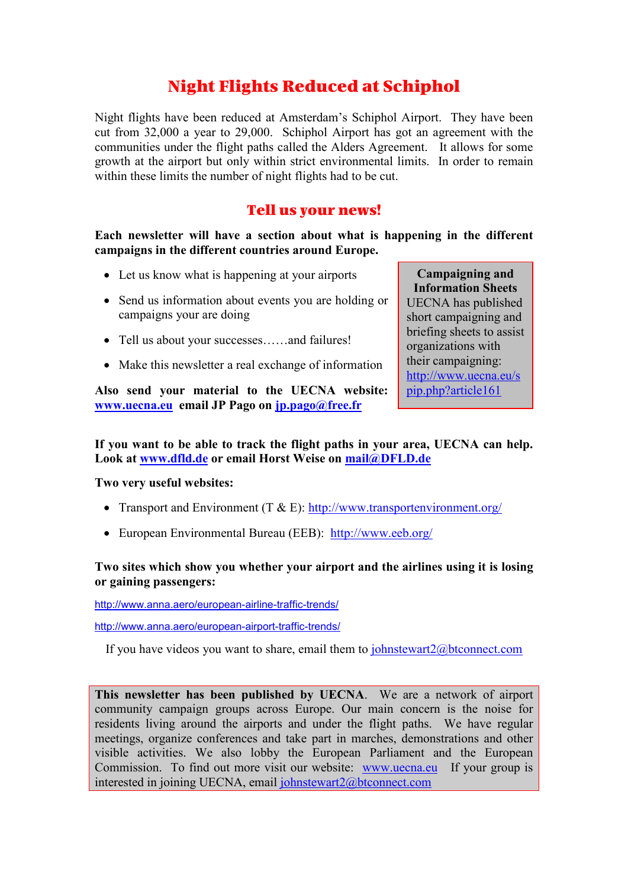# Night Flights Reduced at Schiphol

Night flights have been reduced at Amsterdam's Schiphol Airport. They have been cut from 32,000 a year to 29,000. Schiphol Airport has got an agreement with the communities under the flight paths called the Alders Agreement. It allows for some growth at the airport but only within strict environmental limits. In order to remain within these limits the number of night flights had to be cut.

# Tell us your news!

**Each newsletter will have a section about what is happening in the different campaigns in the different countries around Europe.**

- Let us know what is happening at your airports
- Send us information about events you are holding or campaigns your are doing
- Tell us about your successes……and failures!
- Make this newsletter a real exchange of information

**Also send your material to the UECNA website: www.uecna.eu email JP Pago on jp.pago@free.fr**

**Campaigning and Information Sheets**
UECNA has published short campaigning and briefing sheets to assist organizations with their campaigning: http://www.uecna.eu/spip.php?article161

**If you want to be able to track the flight paths in your area, UECNA can help. Look at www.dfld.de or email Horst Weise on mail@DFLD.de**

**Two very useful websites:**

- Transport and Environment (T & E): http://www.transportenvironment.org/
- European Environmental Bureau (EEB): http://www.eeb.org/

**Two sites which show you whether your airport and the airlines using it is losing or gaining passengers:**

http://www.anna.aero/european-airline-traffic-trends/

http://www.anna.aero/european-airport-traffic-trends/

If you have videos you want to share, email them to johnstewart2@btconnect.com

**This newsletter has been published by UECNA**. We are a network of airport community campaign groups across Europe. Our main concern is the noise for residents living around the airports and under the flight paths. We have regular meetings, organize conferences and take part in marches, demonstrations and other visible activities. We also lobby the European Parliament and the European Commission. To find out more visit our website: www.uecna.eu If your group is interested in joining UECNA, email johnstewart2@btconnect.com